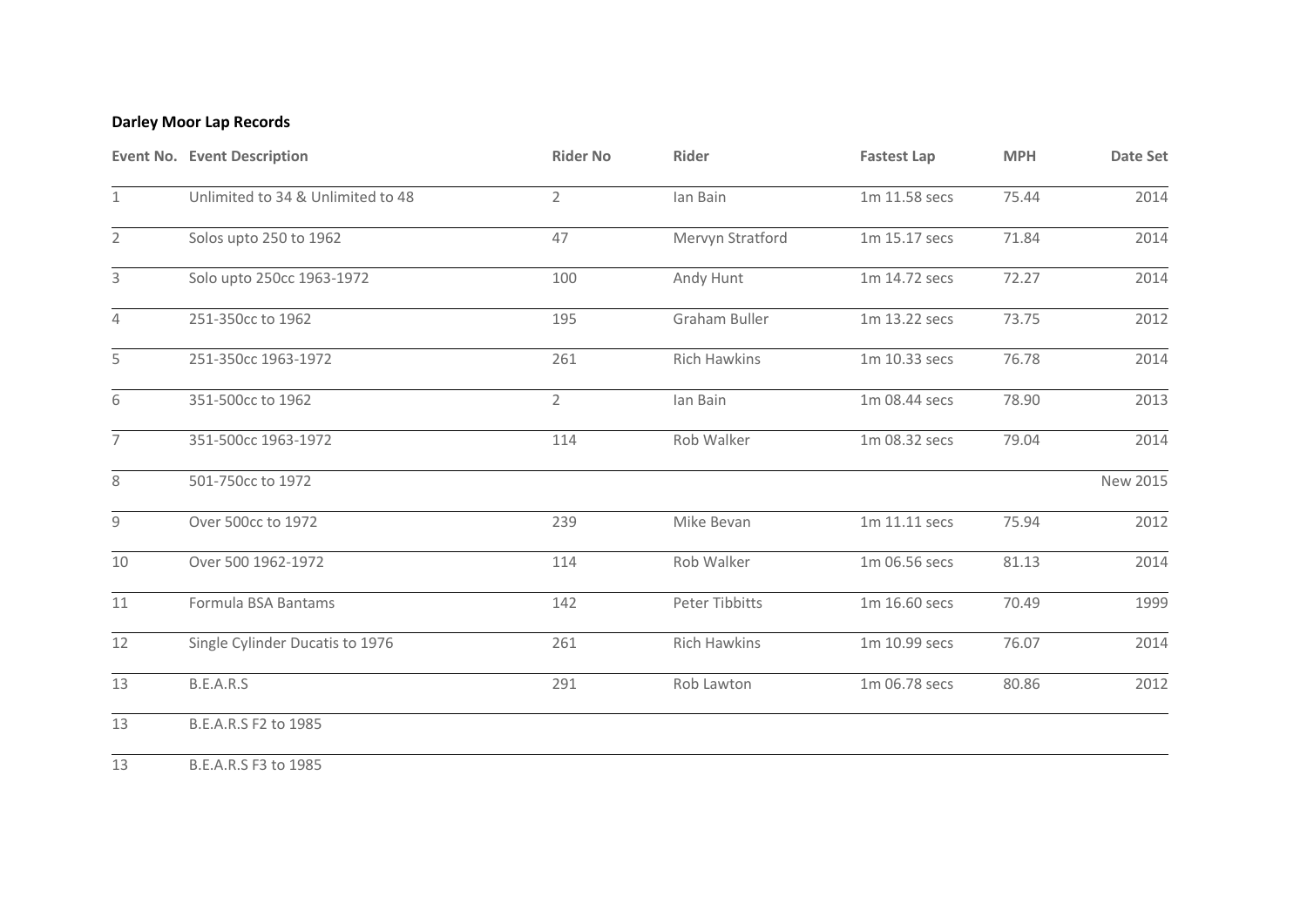**Darley Moor Lap Records**

| Event No. | Event Description | Rider No | Rider | Fastest Lap | MPH | Date Set |
|---|---|---|---|---|---|---|
| 1 | Unlimited to 34 & Unlimited to 48 | 2 | Ian Bain | 1m 11.58 secs | 75.44 | 2014 |
| 2 | Solos upto 250 to 1962 | 47 | Mervyn Stratford | 1m 15.17 secs | 71.84 | 2014 |
| 3 | Solo upto 250cc 1963-1972 | 100 | Andy Hunt | 1m 14.72 secs | 72.27 | 2014 |
| 4 | 251-350cc to 1962 | 195 | Graham Buller | 1m 13.22 secs | 73.75 | 2012 |
| 5 | 251-350cc 1963-1972 | 261 | Rich Hawkins | 1m 10.33 secs | 76.78 | 2014 |
| 6 | 351-500cc to 1962 | 2 | Ian Bain | 1m 08.44 secs | 78.90 | 2013 |
| 7 | 351-500cc 1963-1972 | 114 | Rob Walker | 1m 08.32 secs | 79.04 | 2014 |
| 8 | 501-750cc to 1972 | | | | | New 2015 |
| 9 | Over 500cc to 1972 | 239 | Mike Bevan | 1m 11.11 secs | 75.94 | 2012 |
| 10 | Over 500 1962-1972 | 114 | Rob Walker | 1m 06.56 secs | 81.13 | 2014 |
| 11 | Formula BSA Bantams | 142 | Peter Tibbitts | 1m 16.60 secs | 70.49 | 1999 |
| 12 | Single Cylinder Ducatis to 1976 | 261 | Rich Hawkins | 1m 10.99 secs | 76.07 | 2014 |
| 13 | B.E.A.R.S | 291 | Rob Lawton | 1m 06.78 secs | 80.86 | 2012 |
| 13 | B.E.A.R.S F2 to 1985 | | | | | |
| 13 | B.E.A.R.S F3 to 1985 | | | | | |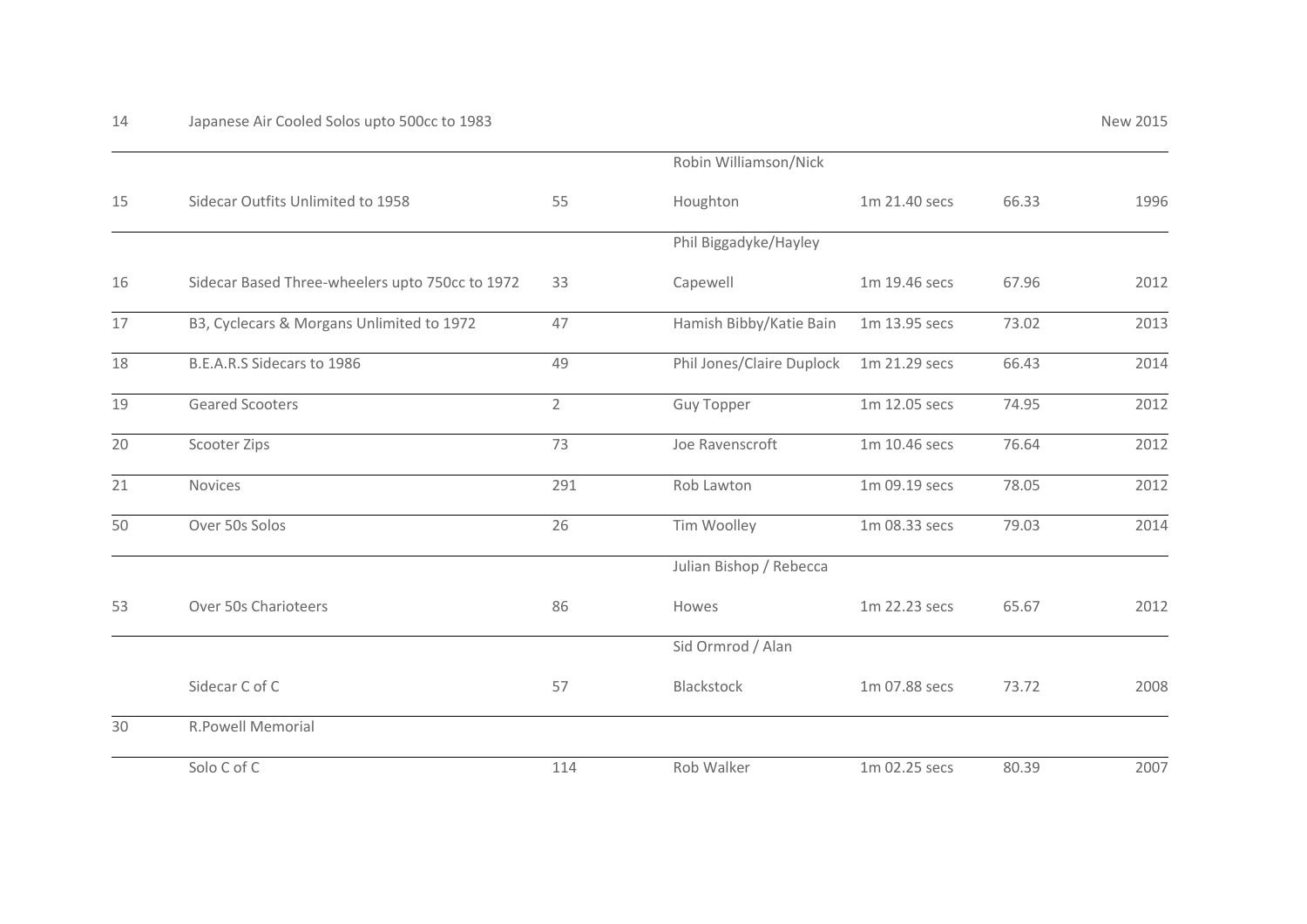| | | | | | | |
|---|---|---|---|---|---|---|
| 14 | Japanese Air Cooled Solos upto 500cc to 1983 | | | | | New 2015 |
| 15 | Sidecar Outfits Unlimited to 1958 | 55 | Robin Williamson/Nick Houghton | 1m 21.40 secs | 66.33 | 1996 |
| 16 | Sidecar Based Three-wheelers upto 750cc to 1972 | 33 | Phil Biggadyke/Hayley Capewell | 1m 19.46 secs | 67.96 | 2012 |
| 17 | B3, Cyclecars & Morgans Unlimited to 1972 | 47 | Hamish Bibby/Katie Bain | 1m 13.95 secs | 73.02 | 2013 |
| 18 | B.E.A.R.S Sidecars to 1986 | 49 | Phil Jones/Claire Duplock | 1m 21.29 secs | 66.43 | 2014 |
| 19 | Geared Scooters | 2 | Guy Topper | 1m 12.05 secs | 74.95 | 2012 |
| 20 | Scooter Zips | 73 | Joe Ravenscroft | 1m 10.46 secs | 76.64 | 2012 |
| 21 | Novices | 291 | Rob Lawton | 1m 09.19 secs | 78.05 | 2012 |
| 50 | Over 50s Solos | 26 | Tim Woolley | 1m 08.33 secs | 79.03 | 2014 |
| 53 | Over 50s Charioteers | 86 | Julian Bishop / Rebecca Howes | 1m 22.23 secs | 65.67 | 2012 |
| | Sidecar C of C | 57 | Sid Ormrod / Alan Blackstock | 1m 07.88 secs | 73.72 | 2008 |
| 30 | R.Powell Memorial | | | | | |
| | Solo C of C | 114 | Rob Walker | 1m 02.25 secs | 80.39 | 2007 |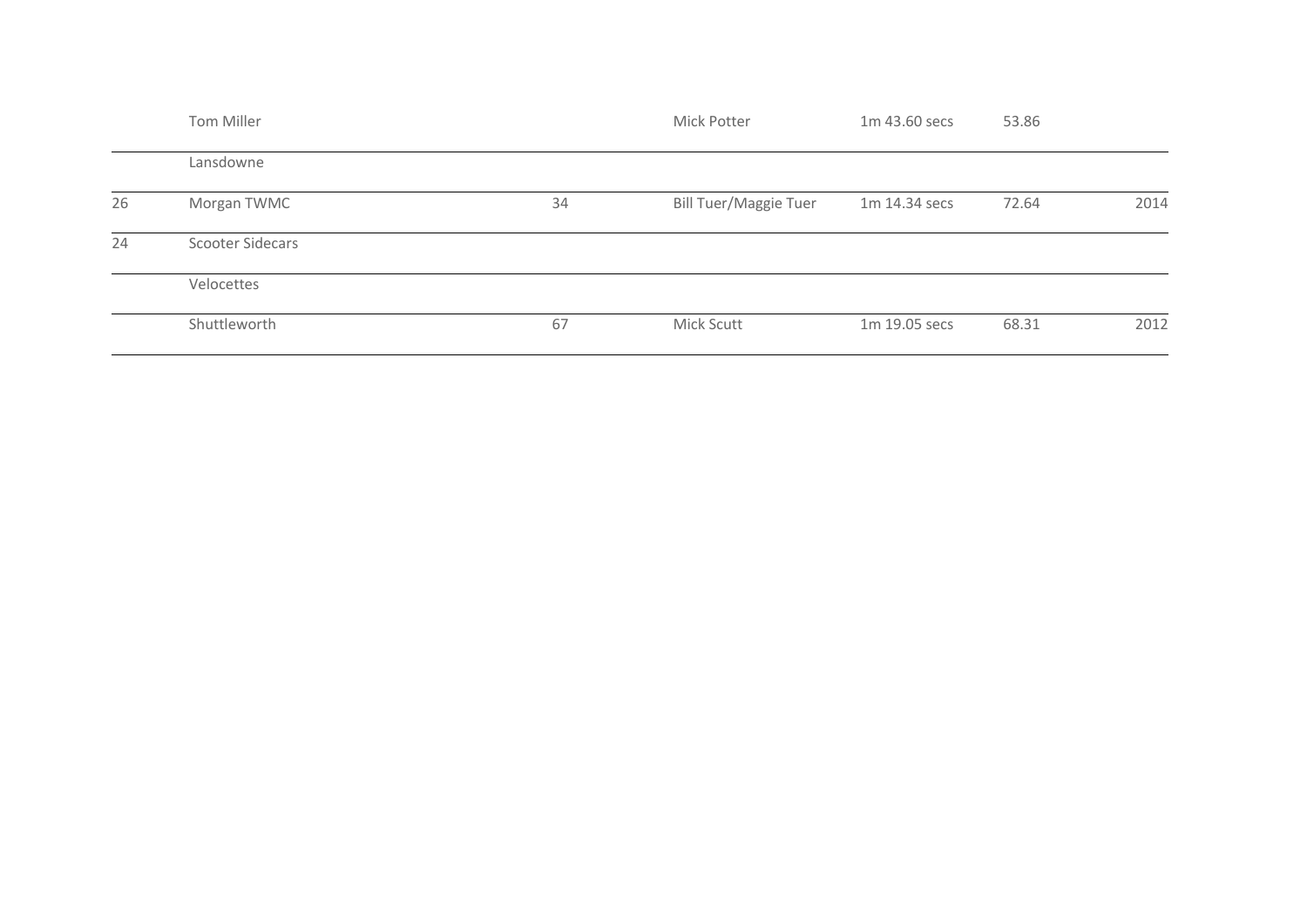| | | | | | | |
|---|---|---|---|---|---|---|
| | Tom Miller | | Mick Potter | 1m 43.60 secs | 53.86 | |
| | Lansdowne | | | | | |
| 26 | Morgan TWMC | 34 | Bill Tuer/Maggie Tuer | 1m 14.34 secs | 72.64 | 2014 |
| 24 | Scooter Sidecars | | | | | |
| | Velocettes | | | | | |
| | Shuttleworth | 67 | Mick Scutt | 1m 19.05 secs | 68.31 | 2012 |